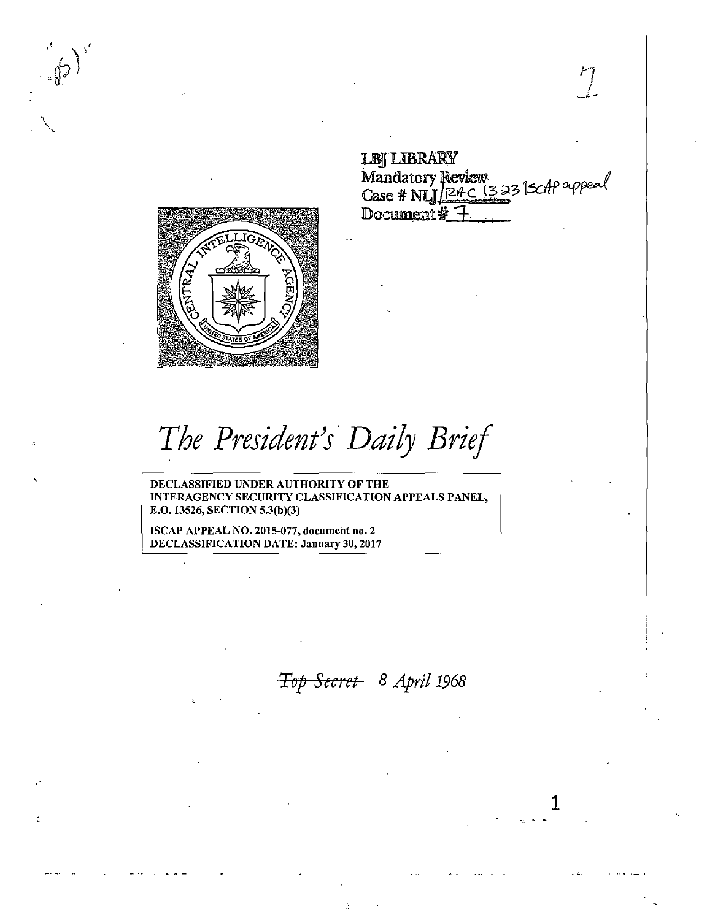LBJ LIBRARY
Mandatory Review
Case # NLJ/RAC 13-23 ISCAP appeal
Document # 7

# *The President's Daily Brief*

DECLASSIFIED UNDER AUTHORITY OF THE INTERAGENCY SECURITY CLASSIFICATION APPEALS PANEL, E.O. 13526, SECTION 5.3(b)(3)

ISCAP APPEAL NO. 2015-077, document no. 2
DECLASSIFICATION DATE: January 30, 2017

~~Top Secret~~ *8 April 1968*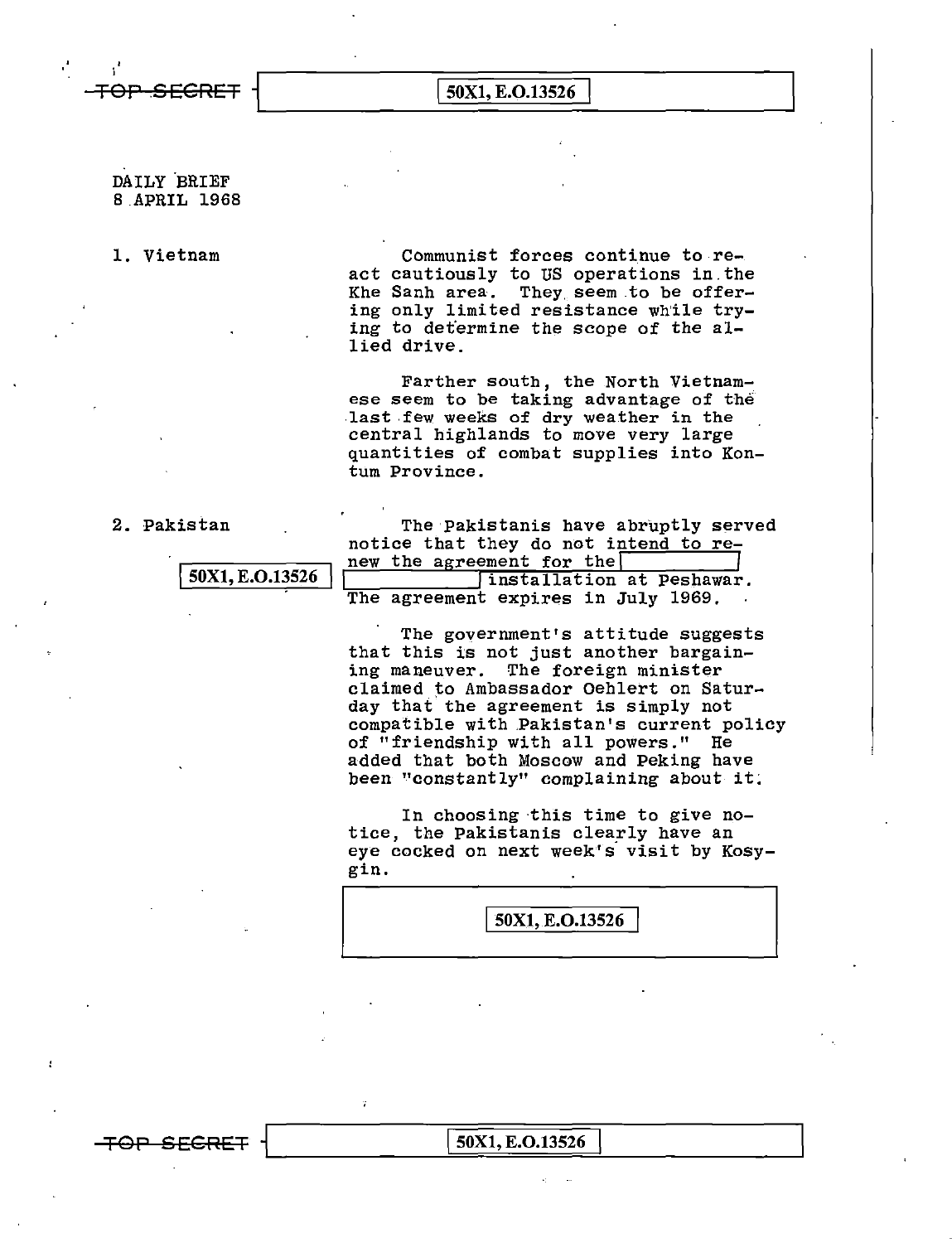TOP SECRET 50X1, E.O.13526

DAILY BRIEF
8 APRIL 1968

1. Vietnam

Communist forces continue to react cautiously to US operations in the Khe Sanh area. They seem to be offering only limited resistance while trying to determine the scope of the allied drive.

Farther south, the North Vietnamese seem to be taking advantage of the last few weeks of dry weather in the central highlands to move very large quantities of combat supplies into Kontum Province.

2. Pakistan

50X1, E.O.13526

The Pakistanis have abruptly served notice that they do not intend to renew the agreement for the [redacted] installation at Peshawar. The agreement expires in July 1969.

The government's attitude suggests that this is not just another bargaining maneuver. The foreign minister claimed to Ambassador Oehlert on Saturday that the agreement is simply not compatible with Pakistan's current policy of "friendship with all powers." He added that both Moscow and Peking have been "constantly" complaining about it.

In choosing this time to give notice, the Pakistanis clearly have an eye cocked on next week's visit by Kosygin.

50X1, E.O.13526

TOP SECRET 50X1, E.O.13526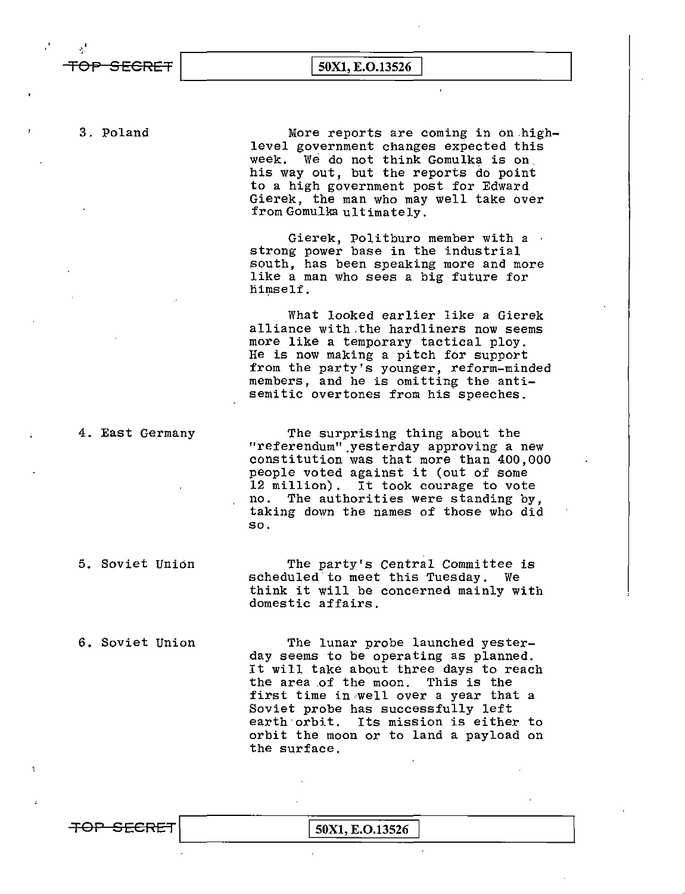3. Poland

More reports are coming in on high-level government changes expected this week. We do not think Gomulka is on his way out, but the reports do point to a high government post for Edward Gierek, the man who may well take over from Gomulka ultimately.

Gierek, Politburo member with a strong power base in the industrial south, has been speaking more and more like a man who sees a big future for himself.

What looked earlier like a Gierek alliance with the hardliners now seems more like a temporary tactical ploy. He is now making a pitch for support from the party's younger, reform-minded members, and he is omitting the anti-semitic overtones from his speeches.

4. East Germany

The surprising thing about the "referendum" yesterday approving a new constitution was that more than 400,000 people voted against it (out of some 12 million). It took courage to vote no. The authorities were standing by, taking down the names of those who did so.

5. Soviet Union

The party's Central Committee is scheduled to meet this Tuesday. We think it will be concerned mainly with domestic affairs.

6. Soviet Union

The lunar probe launched yesterday seems to be operating as planned. It will take about three days to reach the area of the moon. This is the first time in well over a year that a Soviet probe has successfully left earth orbit. Its mission is either to orbit the moon or to land a payload on the surface.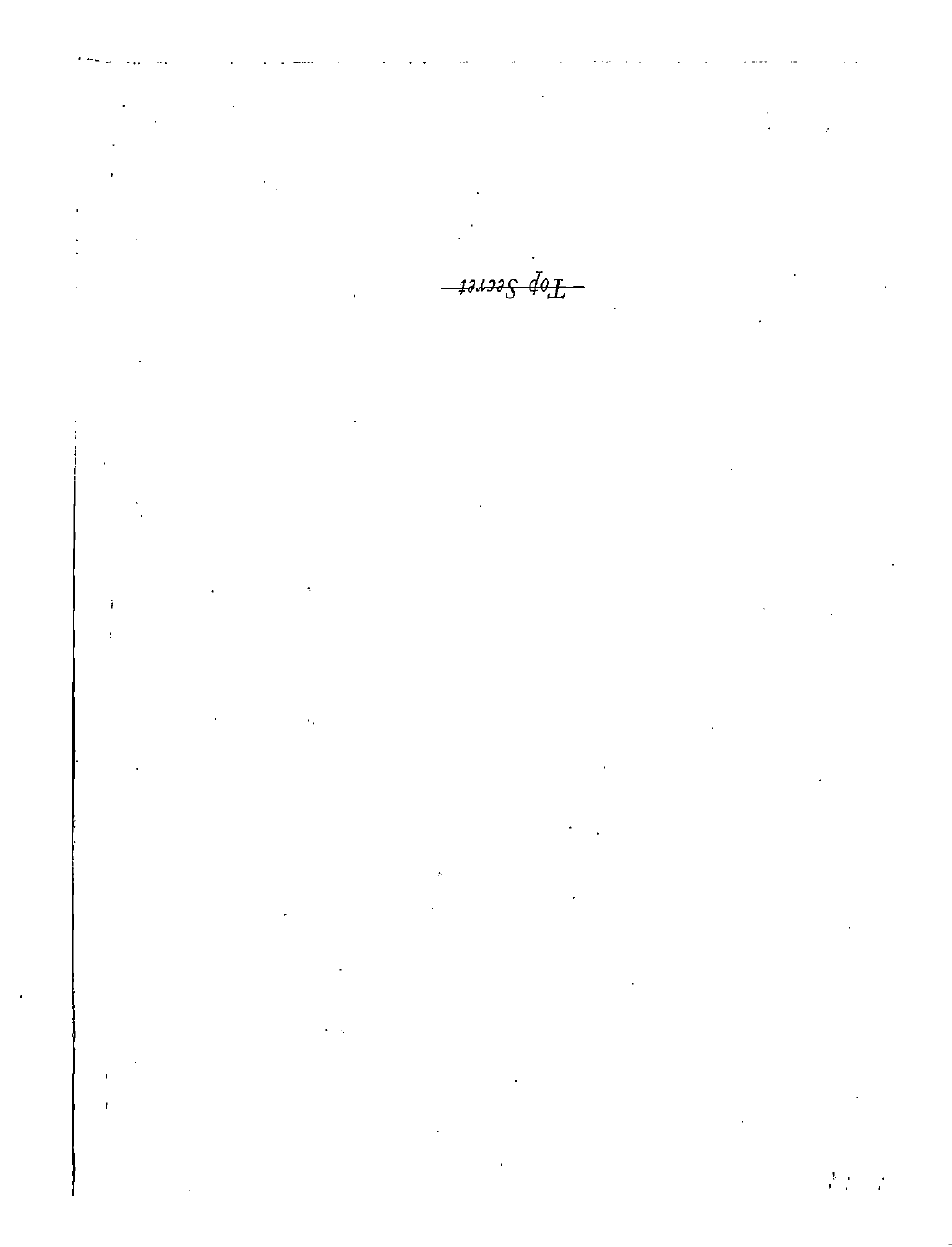~~Top Secret~~